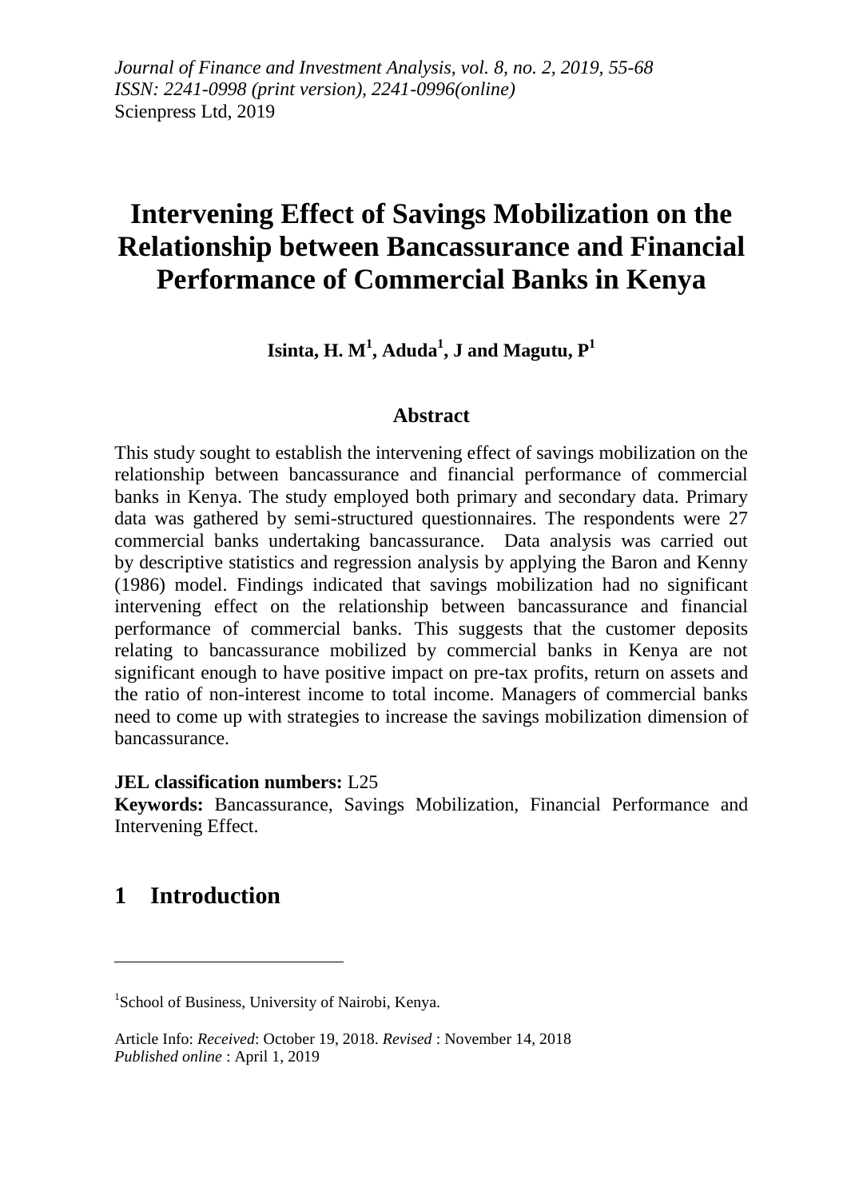*Journal of Finance and Investment Analysis, vol. 8, no. 2, 2019, 55-68*
*ISSN: 2241-0998 (print version), 2241-0996(online)*
Scienpress Ltd, 2019

# Intervening Effect of Savings Mobilization on the Relationship between Bancassurance and Financial Performance of Commercial Banks in Kenya

**Isinta, H. M[1], Aduda[1], J and Magutu, P[1]**

## Abstract

This study sought to establish the intervening effect of savings mobilization on the relationship between bancassurance and financial performance of commercial banks in Kenya. The study employed both primary and secondary data. Primary data was gathered by semi-structured questionnaires. The respondents were 27 commercial banks undertaking bancassurance. Data analysis was carried out by descriptive statistics and regression analysis by applying the Baron and Kenny (1986) model. Findings indicated that savings mobilization had no significant intervening effect on the relationship between bancassurance and financial performance of commercial banks. This suggests that the customer deposits relating to bancassurance mobilized by commercial banks in Kenya are not significant enough to have positive impact on pre-tax profits, return on assets and the ratio of non-interest income to total income. Managers of commercial banks need to come up with strategies to increase the savings mobilization dimension of bancassurance.

**JEL classification numbers:** L25

**Keywords:** Bancassurance, Savings Mobilization, Financial Performance and Intervening Effect.

## 1 Introduction

---

[1]School of Business, University of Nairobi, Kenya.

Article Info: *Received*: October 19, 2018. *Revised* : November 14, 2018
*Published online* : April 1, 2019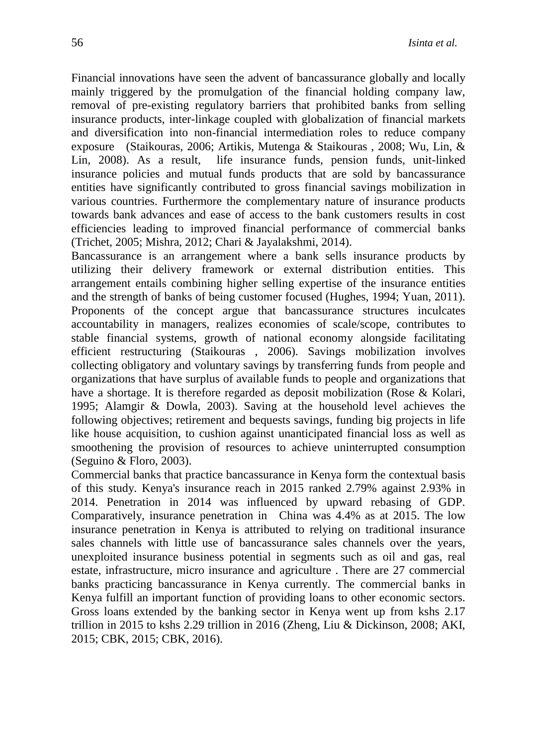Financial innovations have seen the advent of bancassurance globally and locally mainly triggered by the promulgation of the financial holding company law, removal of pre-existing regulatory barriers that prohibited banks from selling insurance products, inter-linkage coupled with globalization of financial markets and diversification into non-financial intermediation roles to reduce company exposure (Staikouras, 2006; Artikis, Mutenga & Staikouras , 2008; Wu, Lin, & Lin, 2008). As a result, life insurance funds, pension funds, unit-linked insurance policies and mutual funds products that are sold by bancassurance entities have significantly contributed to gross financial savings mobilization in various countries. Furthermore the complementary nature of insurance products towards bank advances and ease of access to the bank customers results in cost efficiencies leading to improved financial performance of commercial banks (Trichet, 2005; Mishra, 2012; Chari & Jayalakshmi, 2014).

Bancassurance is an arrangement where a bank sells insurance products by utilizing their delivery framework or external distribution entities. This arrangement entails combining higher selling expertise of the insurance entities and the strength of banks of being customer focused (Hughes, 1994; Yuan, 2011). Proponents of the concept argue that bancassurance structures inculcates accountability in managers, realizes economies of scale/scope, contributes to stable financial systems, growth of national economy alongside facilitating efficient restructuring (Staikouras , 2006). Savings mobilization involves collecting obligatory and voluntary savings by transferring funds from people and organizations that have surplus of available funds to people and organizations that have a shortage. It is therefore regarded as deposit mobilization (Rose & Kolari, 1995; Alamgir & Dowla, 2003). Saving at the household level achieves the following objectives; retirement and bequests savings, funding big projects in life like house acquisition, to cushion against unanticipated financial loss as well as smoothening the provision of resources to achieve uninterrupted consumption (Seguino & Floro, 2003).

Commercial banks that practice bancassurance in Kenya form the contextual basis of this study. Kenya's insurance reach in 2015 ranked 2.79% against 2.93% in 2014. Penetration in 2014 was influenced by upward rebasing of GDP. Comparatively, insurance penetration in China was 4.4% as at 2015. The low insurance penetration in Kenya is attributed to relying on traditional insurance sales channels with little use of bancassurance sales channels over the years, unexploited insurance business potential in segments such as oil and gas, real estate, infrastructure, micro insurance and agriculture . There are 27 commercial banks practicing bancassurance in Kenya currently. The commercial banks in Kenya fulfill an important function of providing loans to other economic sectors. Gross loans extended by the banking sector in Kenya went up from kshs 2.17 trillion in 2015 to kshs 2.29 trillion in 2016 (Zheng, Liu & Dickinson, 2008; AKI, 2015; CBK, 2015; CBK, 2016).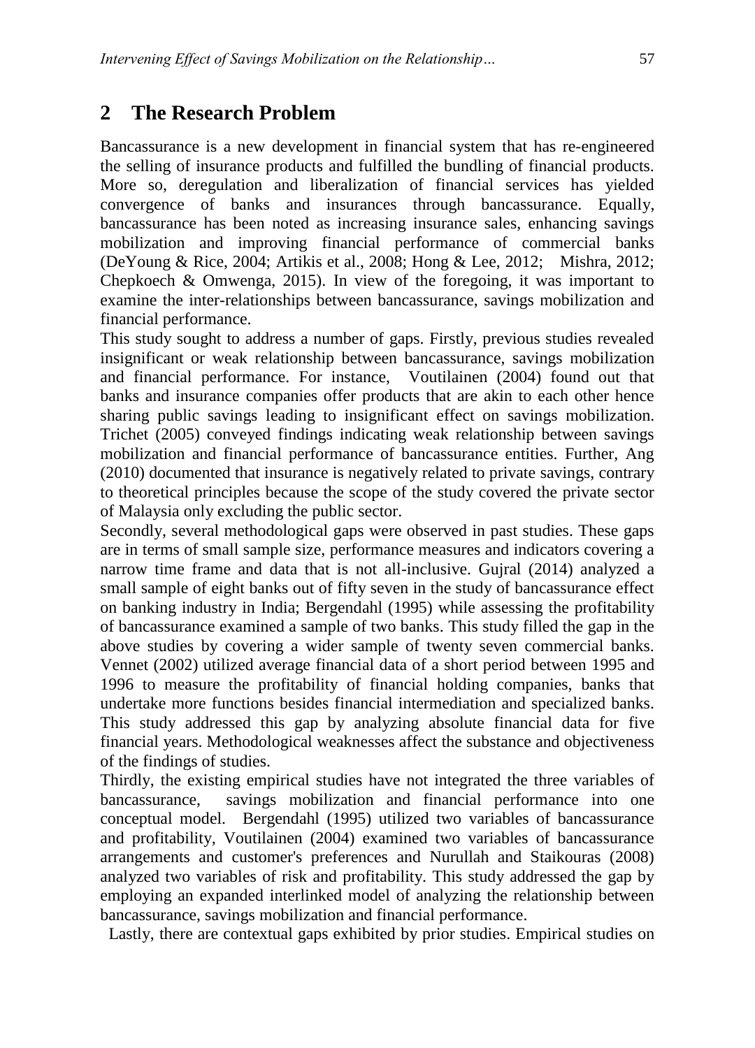## 2 The Research Problem

Bancassurance is a new development in financial system that has re-engineered the selling of insurance products and fulfilled the bundling of financial products. More so, deregulation and liberalization of financial services has yielded convergence of banks and insurances through bancassurance. Equally, bancassurance has been noted as increasing insurance sales, enhancing savings mobilization and improving financial performance of commercial banks (DeYoung & Rice, 2004; Artikis et al., 2008; Hong & Lee, 2012; Mishra, 2012; Chepkoech & Omwenga, 2015). In view of the foregoing, it was important to examine the inter-relationships between bancassurance, savings mobilization and financial performance.

This study sought to address a number of gaps. Firstly, previous studies revealed insignificant or weak relationship between bancassurance, savings mobilization and financial performance. For instance, Voutilainen (2004) found out that banks and insurance companies offer products that are akin to each other hence sharing public savings leading to insignificant effect on savings mobilization. Trichet (2005) conveyed findings indicating weak relationship between savings mobilization and financial performance of bancassurance entities. Further, Ang (2010) documented that insurance is negatively related to private savings, contrary to theoretical principles because the scope of the study covered the private sector of Malaysia only excluding the public sector.

Secondly, several methodological gaps were observed in past studies. These gaps are in terms of small sample size, performance measures and indicators covering a narrow time frame and data that is not all-inclusive. Gujral (2014) analyzed a small sample of eight banks out of fifty seven in the study of bancassurance effect on banking industry in India; Bergendahl (1995) while assessing the profitability of bancassurance examined a sample of two banks. This study filled the gap in the above studies by covering a wider sample of twenty seven commercial banks. Vennet (2002) utilized average financial data of a short period between 1995 and 1996 to measure the profitability of financial holding companies, banks that undertake more functions besides financial intermediation and specialized banks. This study addressed this gap by analyzing absolute financial data for five financial years. Methodological weaknesses affect the substance and objectiveness of the findings of studies.

Thirdly, the existing empirical studies have not integrated the three variables of bancassurance, savings mobilization and financial performance into one conceptual model. Bergendahl (1995) utilized two variables of bancassurance and profitability, Voutilainen (2004) examined two variables of bancassurance arrangements and customer's preferences and Nurullah and Staikouras (2008) analyzed two variables of risk and profitability. This study addressed the gap by employing an expanded interlinked model of analyzing the relationship between bancassurance, savings mobilization and financial performance.

Lastly, there are contextual gaps exhibited by prior studies. Empirical studies on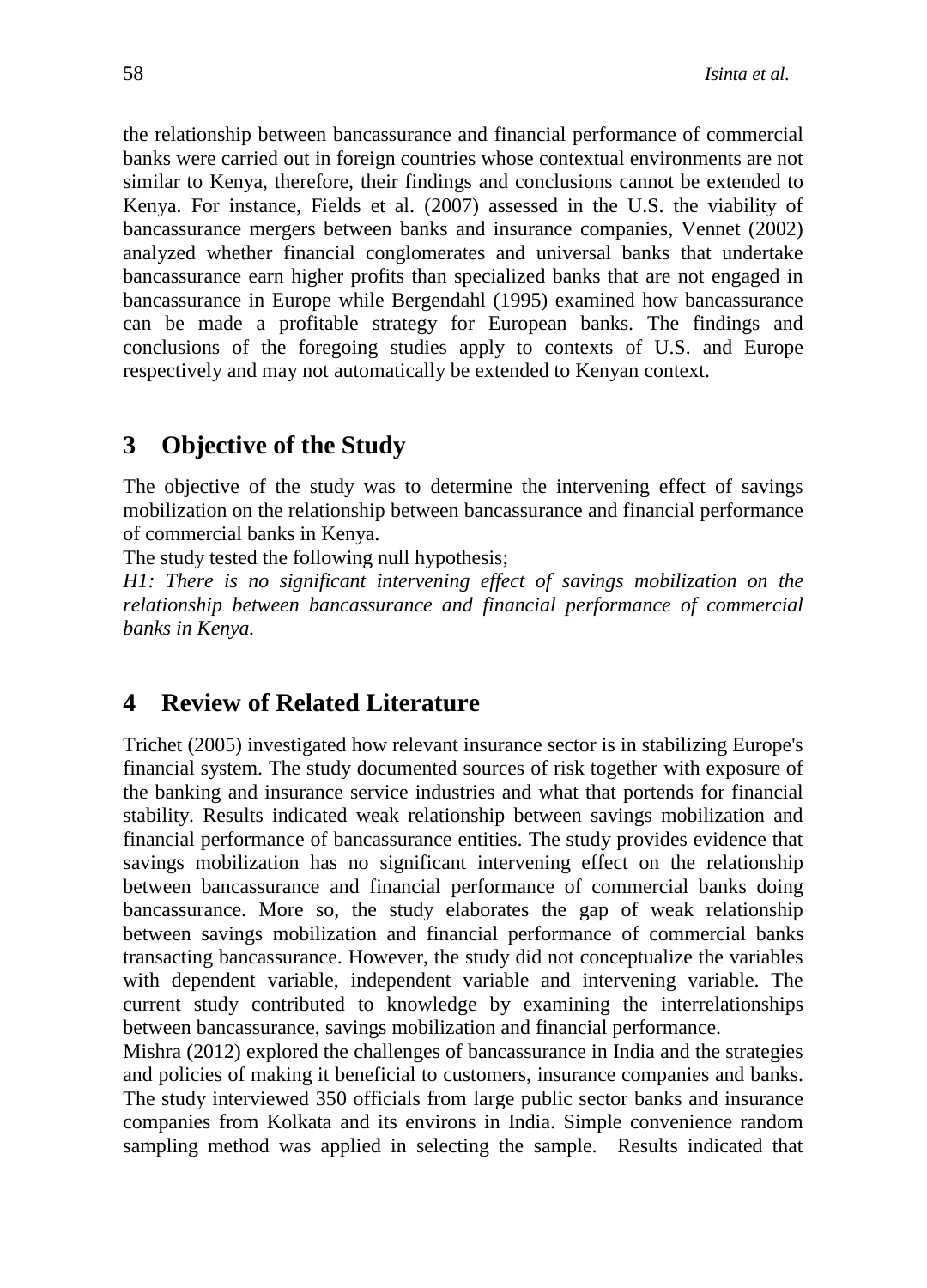the relationship between bancassurance and financial performance of commercial banks were carried out in foreign countries whose contextual environments are not similar to Kenya, therefore, their findings and conclusions cannot be extended to Kenya. For instance, Fields et al. (2007) assessed in the U.S. the viability of bancassurance mergers between banks and insurance companies, Vennet (2002) analyzed whether financial conglomerates and universal banks that undertake bancassurance earn higher profits than specialized banks that are not engaged in bancassurance in Europe while Bergendahl (1995) examined how bancassurance can be made a profitable strategy for European banks. The findings and conclusions of the foregoing studies apply to contexts of U.S. and Europe respectively and may not automatically be extended to Kenyan context.

## 3 Objective of the Study

The objective of the study was to determine the intervening effect of savings mobilization on the relationship between bancassurance and financial performance of commercial banks in Kenya.

The study tested the following null hypothesis;

*H1: There is no significant intervening effect of savings mobilization on the relationship between bancassurance and financial performance of commercial banks in Kenya.*

## 4 Review of Related Literature

Trichet (2005) investigated how relevant insurance sector is in stabilizing Europe's financial system. The study documented sources of risk together with exposure of the banking and insurance service industries and what that portends for financial stability. Results indicated weak relationship between savings mobilization and financial performance of bancassurance entities. The study provides evidence that savings mobilization has no significant intervening effect on the relationship between bancassurance and financial performance of commercial banks doing bancassurance. More so, the study elaborates the gap of weak relationship between savings mobilization and financial performance of commercial banks transacting bancassurance. However, the study did not conceptualize the variables with dependent variable, independent variable and intervening variable. The current study contributed to knowledge by examining the interrelationships between bancassurance, savings mobilization and financial performance.

Mishra (2012) explored the challenges of bancassurance in India and the strategies and policies of making it beneficial to customers, insurance companies and banks. The study interviewed 350 officials from large public sector banks and insurance companies from Kolkata and its environs in India. Simple convenience random sampling method was applied in selecting the sample. Results indicated that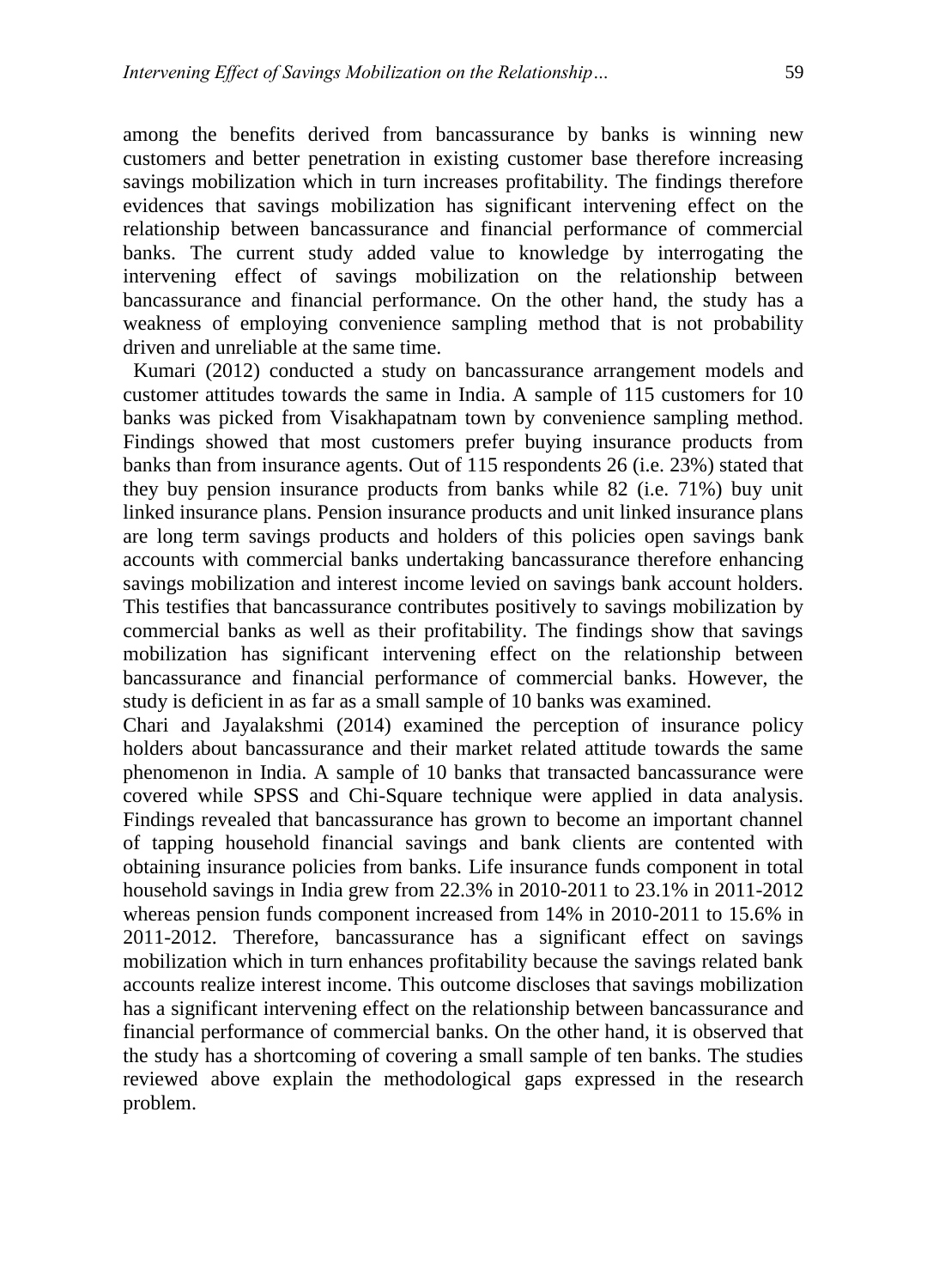among the benefits derived from bancassurance by banks is winning new customers and better penetration in existing customer base therefore increasing savings mobilization which in turn increases profitability. The findings therefore evidences that savings mobilization has significant intervening effect on the relationship between bancassurance and financial performance of commercial banks. The current study added value to knowledge by interrogating the intervening effect of savings mobilization on the relationship between bancassurance and financial performance. On the other hand, the study has a weakness of employing convenience sampling method that is not probability driven and unreliable at the same time.

Kumari (2012) conducted a study on bancassurance arrangement models and customer attitudes towards the same in India. A sample of 115 customers for 10 banks was picked from Visakhapatnam town by convenience sampling method. Findings showed that most customers prefer buying insurance products from banks than from insurance agents. Out of 115 respondents 26 (i.e. 23%) stated that they buy pension insurance products from banks while 82 (i.e. 71%) buy unit linked insurance plans. Pension insurance products and unit linked insurance plans are long term savings products and holders of this policies open savings bank accounts with commercial banks undertaking bancassurance therefore enhancing savings mobilization and interest income levied on savings bank account holders. This testifies that bancassurance contributes positively to savings mobilization by commercial banks as well as their profitability. The findings show that savings mobilization has significant intervening effect on the relationship between bancassurance and financial performance of commercial banks. However, the study is deficient in as far as a small sample of 10 banks was examined.

Chari and Jayalakshmi (2014) examined the perception of insurance policy holders about bancassurance and their market related attitude towards the same phenomenon in India. A sample of 10 banks that transacted bancassurance were covered while SPSS and Chi-Square technique were applied in data analysis. Findings revealed that bancassurance has grown to become an important channel of tapping household financial savings and bank clients are contented with obtaining insurance policies from banks. Life insurance funds component in total household savings in India grew from 22.3% in 2010-2011 to 23.1% in 2011-2012 whereas pension funds component increased from 14% in 2010-2011 to 15.6% in 2011-2012. Therefore, bancassurance has a significant effect on savings mobilization which in turn enhances profitability because the savings related bank accounts realize interest income. This outcome discloses that savings mobilization has a significant intervening effect on the relationship between bancassurance and financial performance of commercial banks. On the other hand, it is observed that the study has a shortcoming of covering a small sample of ten banks. The studies reviewed above explain the methodological gaps expressed in the research problem.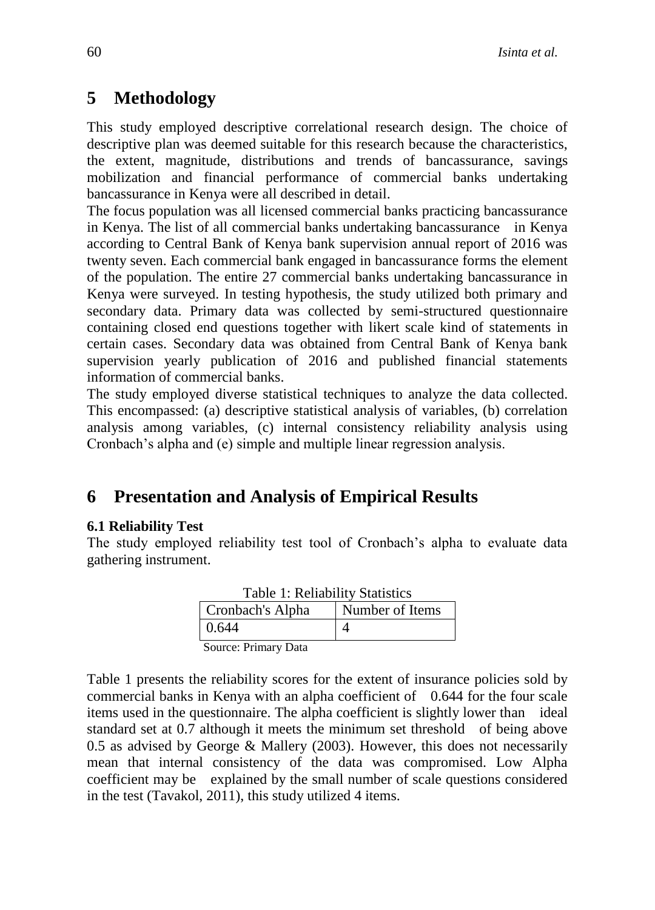# 5 Methodology

This study employed descriptive correlational research design. The choice of descriptive plan was deemed suitable for this research because the characteristics, the extent, magnitude, distributions and trends of bancassurance, savings mobilization and financial performance of commercial banks undertaking bancassurance in Kenya were all described in detail.

The focus population was all licensed commercial banks practicing bancassurance in Kenya. The list of all commercial banks undertaking bancassurance in Kenya according to Central Bank of Kenya bank supervision annual report of 2016 was twenty seven. Each commercial bank engaged in bancassurance forms the element of the population. The entire 27 commercial banks undertaking bancassurance in Kenya were surveyed. In testing hypothesis, the study utilized both primary and secondary data. Primary data was collected by semi-structured questionnaire containing closed end questions together with likert scale kind of statements in certain cases. Secondary data was obtained from Central Bank of Kenya bank supervision yearly publication of 2016 and published financial statements information of commercial banks.

The study employed diverse statistical techniques to analyze the data collected. This encompassed: (a) descriptive statistical analysis of variables, (b) correlation analysis among variables, (c) internal consistency reliability analysis using Cronbach's alpha and (e) simple and multiple linear regression analysis.

# 6 Presentation and Analysis of Empirical Results

### 6.1 Reliability Test

The study employed reliability test tool of Cronbach's alpha to evaluate data gathering instrument.

Table 1: Reliability Statistics

| Cronbach's Alpha | Number of Items |
|---|---|
| 0.644 | 4 |

Source: Primary Data

Table 1 presents the reliability scores for the extent of insurance policies sold by commercial banks in Kenya with an alpha coefficient of 0.644 for the four scale items used in the questionnaire. The alpha coefficient is slightly lower than ideal standard set at 0.7 although it meets the minimum set threshold of being above 0.5 as advised by George & Mallery (2003). However, this does not necessarily mean that internal consistency of the data was compromised. Low Alpha coefficient may be explained by the small number of scale questions considered in the test (Tavakol, 2011), this study utilized 4 items.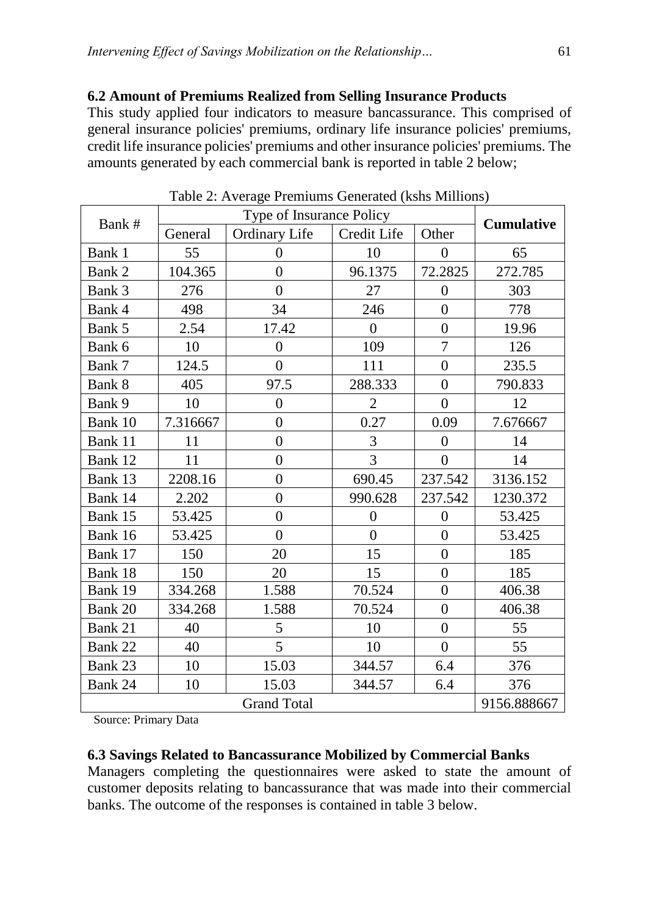### 6.2 Amount of Premiums Realized from Selling Insurance Products

This study applied four indicators to measure bancassurance. This comprised of general insurance policies' premiums, ordinary life insurance policies' premiums, credit life insurance policies' premiums and other insurance policies' premiums. The amounts generated by each commercial bank is reported in table 2 below;

Table 2: Average Premiums Generated (kshs Millions)

| Bank # | Type of Insurance Policy | | | | **Cumulative** |
|---|---|---|---|---|---|
| | General | Ordinary Life | Credit Life | Other | |
| Bank 1 | 55 | 0 | 10 | 0 | 65 |
| Bank 2 | 104.365 | 0 | 96.1375 | 72.2825 | 272.785 |
| Bank 3 | 276 | 0 | 27 | 0 | 303 |
| Bank 4 | 498 | 34 | 246 | 0 | 778 |
| Bank 5 | 2.54 | 17.42 | 0 | 0 | 19.96 |
| Bank 6 | 10 | 0 | 109 | 7 | 126 |
| Bank 7 | 124.5 | 0 | 111 | 0 | 235.5 |
| Bank 8 | 405 | 97.5 | 288.333 | 0 | 790.833 |
| Bank 9 | 10 | 0 | 2 | 0 | 12 |
| Bank 10 | 7.316667 | 0 | 0.27 | 0.09 | 7.676667 |
| Bank 11 | 11 | 0 | 3 | 0 | 14 |
| Bank 12 | 11 | 0 | 3 | 0 | 14 |
| Bank 13 | 2208.16 | 0 | 690.45 | 237.542 | 3136.152 |
| Bank 14 | 2.202 | 0 | 990.628 | 237.542 | 1230.372 |
| Bank 15 | 53.425 | 0 | 0 | 0 | 53.425 |
| Bank 16 | 53.425 | 0 | 0 | 0 | 53.425 |
| Bank 17 | 150 | 20 | 15 | 0 | 185 |
| Bank 18 | 150 | 20 | 15 | 0 | 185 |
| Bank 19 | 334.268 | 1.588 | 70.524 | 0 | 406.38 |
| Bank 20 | 334.268 | 1.588 | 70.524 | 0 | 406.38 |
| Bank 21 | 40 | 5 | 10 | 0 | 55 |
| Bank 22 | 40 | 5 | 10 | 0 | 55 |
| Bank 23 | 10 | 15.03 | 344.57 | 6.4 | 376 |
| Bank 24 | 10 | 15.03 | 344.57 | 6.4 | 376 |
| Grand Total | | | | | 9156.888667 |

Source: Primary Data

### 6.3 Savings Related to Bancassurance Mobilized by Commercial Banks

Managers completing the questionnaires were asked to state the amount of customer deposits relating to bancassurance that was made into their commercial banks. The outcome of the responses is contained in table 3 below.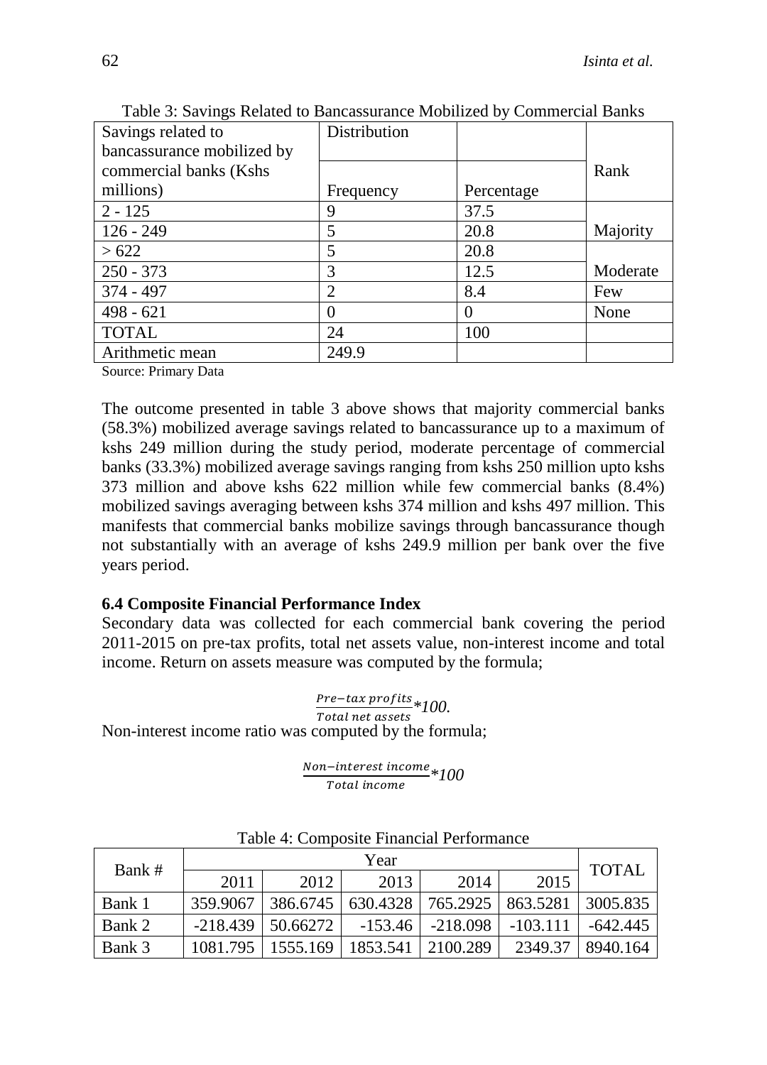Table 3: Savings Related to Bancassurance Mobilized by Commercial Banks

| Savings related to bancassurance mobilized by commercial banks (Kshs millions) | Distribution | | Rank |
|---|---|---|---|
| | Frequency | Percentage | |
| 2 - 125 | 9 | 37.5 | |
| 126 - 249 | 5 | 20.8 | Majority |
| > 622 | 5 | 20.8 | |
| 250 - 373 | 3 | 12.5 | Moderate |
| 374 - 497 | 2 | 8.4 | Few |
| 498 - 621 | 0 | 0 | None |
| TOTAL | 24 | 100 | |
| Arithmetic mean | 249.9 | | |

Source: Primary Data

The outcome presented in table 3 above shows that majority commercial banks (58.3%) mobilized average savings related to bancassurance up to a maximum of kshs 249 million during the study period, moderate percentage of commercial banks (33.3%) mobilized average savings ranging from kshs 250 million upto kshs 373 million and above kshs 622 million while few commercial banks (8.4%) mobilized savings averaging between kshs 374 million and kshs 497 million. This manifests that commercial banks mobilize savings through bancassurance though not substantially with an average of kshs 249.9 million per bank over the five years period.

### 6.4 Composite Financial Performance Index

Secondary data was collected for each commercial bank covering the period 2011-2015 on pre-tax profits, total net assets value, non-interest income and total income. Return on assets measure was computed by the formula;

$$\frac{Pre-tax\ profits}{Total\ net\ assets}*100.$$

Non-interest income ratio was computed by the formula;

$$\frac{Non-interest\ income}{Total\ income}*100$$

Table 4: Composite Financial Performance

| Bank # | Year | | | | | TOTAL |
|---|---|---|---|---|---|---|
| | 2011 | 2012 | 2013 | 2014 | 2015 | |
| Bank 1 | 359.9067 | 386.6745 | 630.4328 | 765.2925 | 863.5281 | 3005.835 |
| Bank 2 | -218.439 | 50.66272 | -153.46 | -218.098 | -103.111 | -642.445 |
| Bank 3 | 1081.795 | 1555.169 | 1853.541 | 2100.289 | 2349.37 | 8940.164 |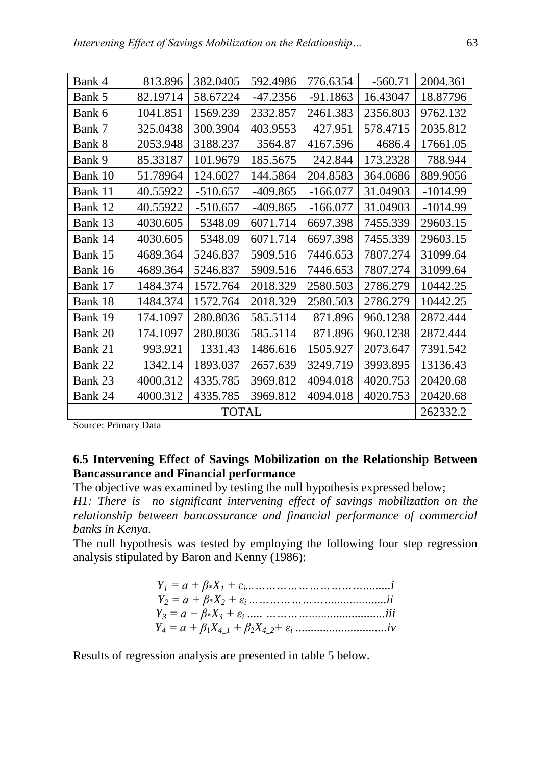| Bank 4 | 813.896 | 382.0405 | 592.4986 | 776.6354 | -560.71 | 2004.361 |
|---|---|---|---|---|---|---|
| Bank 5 | 82.19714 | 58.67224 | -47.2356 | -91.1863 | 16.43047 | 18.87796 |
| Bank 6 | 1041.851 | 1569.239 | 2332.857 | 2461.383 | 2356.803 | 9762.132 |
| Bank 7 | 325.0438 | 300.3904 | 403.9553 | 427.951 | 578.4715 | 2035.812 |
| Bank 8 | 2053.948 | 3188.237 | 3564.87 | 4167.596 | 4686.4 | 17661.05 |
| Bank 9 | 85.33187 | 101.9679 | 185.5675 | 242.844 | 173.2328 | 788.944 |
| Bank 10 | 51.78964 | 124.6027 | 144.5864 | 204.8583 | 364.0686 | 889.9056 |
| Bank 11 | 40.55922 | -510.657 | -409.865 | -166.077 | 31.04903 | -1014.99 |
| Bank 12 | 40.55922 | -510.657 | -409.865 | -166.077 | 31.04903 | -1014.99 |
| Bank 13 | 4030.605 | 5348.09 | 6071.714 | 6697.398 | 7455.339 | 29603.15 |
| Bank 14 | 4030.605 | 5348.09 | 6071.714 | 6697.398 | 7455.339 | 29603.15 |
| Bank 15 | 4689.364 | 5246.837 | 5909.516 | 7446.653 | 7807.274 | 31099.64 |
| Bank 16 | 4689.364 | 5246.837 | 5909.516 | 7446.653 | 7807.274 | 31099.64 |
| Bank 17 | 1484.374 | 1572.764 | 2018.329 | 2580.503 | 2786.279 | 10442.25 |
| Bank 18 | 1484.374 | 1572.764 | 2018.329 | 2580.503 | 2786.279 | 10442.25 |
| Bank 19 | 174.1097 | 280.8036 | 585.5114 | 871.896 | 960.1238 | 2872.444 |
| Bank 20 | 174.1097 | 280.8036 | 585.5114 | 871.896 | 960.1238 | 2872.444 |
| Bank 21 | 993.921 | 1331.43 | 1486.616 | 1505.927 | 2073.647 | 7391.542 |
| Bank 22 | 1342.14 | 1893.037 | 2657.639 | 3249.719 | 3993.895 | 13136.43 |
| Bank 23 | 4000.312 | 4335.785 | 3969.812 | 4094.018 | 4020.753 | 20420.68 |
| Bank 24 | 4000.312 | 4335.785 | 3969.812 | 4094.018 | 4020.753 | 20420.68 |
| TOTAL | | | | | | 262332.2 |

Source: Primary Data

### 6.5 Intervening Effect of Savings Mobilization on the Relationship Between Bancassurance and Financial performance

The objective was examined by testing the null hypothesis expressed below;

*H1: There is no significant intervening effect of savings mobilization on the relationship between bancassurance and financial performance of commercial banks in Kenya.*

The null hypothesis was tested by employing the following four step regression analysis stipulated by Baron and Kenny (1986):

$$Y_1 = a + \beta_* X_1 + \varepsilon_i \ldots\ldots\ldots\ldots\ldots\ldots\ldots\ldots\ldots i$$

$$Y_2 = a + \beta_* X_2 + \varepsilon_i \ldots\ldots\ldots\ldots\ldots\ldots\ldots\ldots\ldots ii$$

$$Y_3 = a + \beta_* X_3 + \varepsilon_i \ldots\ldots\ldots\ldots\ldots\ldots\ldots\ldots\ldots iii$$

$$Y_4 = a + \beta_1 X_{4\_1} + \beta_2 X_{4\_2} + \varepsilon_i \ldots\ldots\ldots\ldots\ldots\ldots iv$$

Results of regression analysis are presented in table 5 below.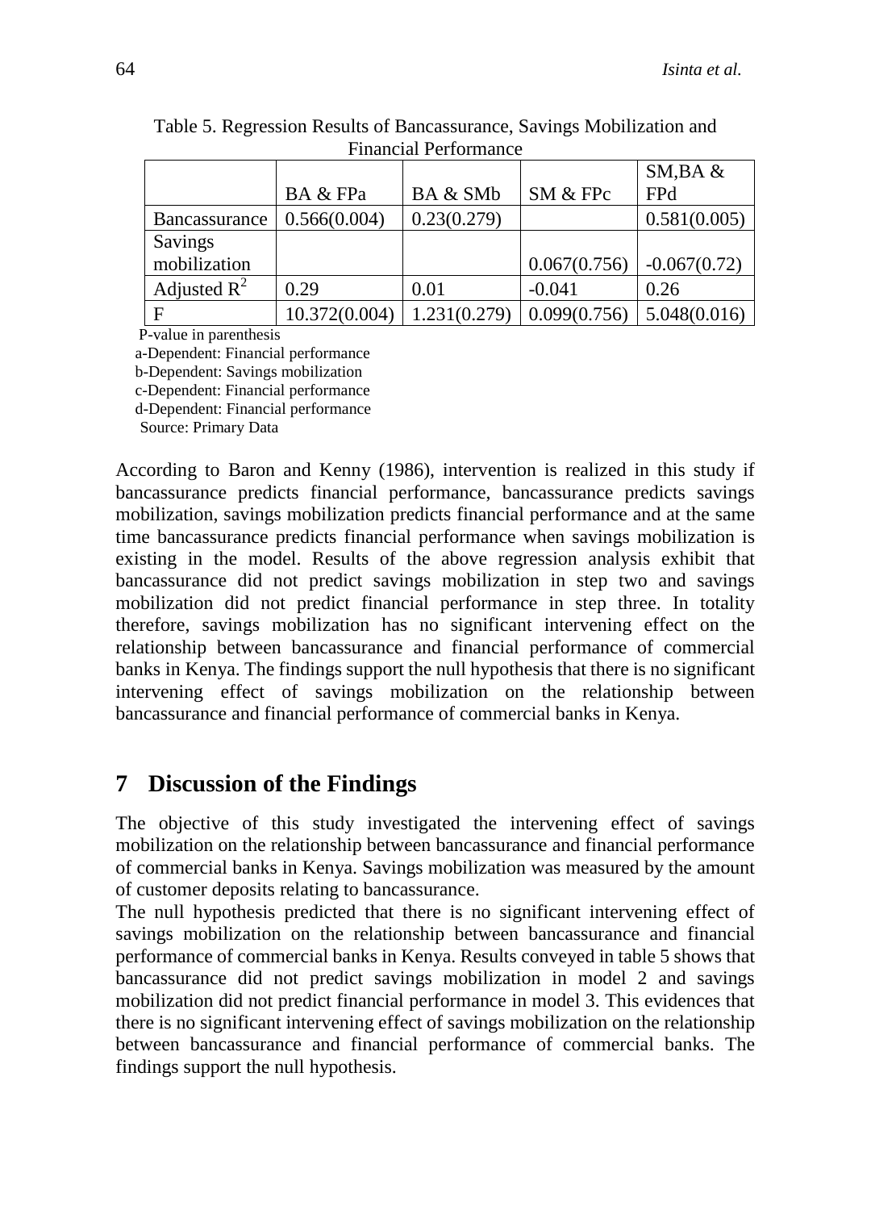Table 5. Regression Results of Bancassurance, Savings Mobilization and Financial Performance

| | BA & FPa | BA & SMb | SM & FPc | SM,BA & FPd |
|---|---|---|---|---|
| Bancassurance | 0.566(0.004) | 0.23(0.279) | | 0.581(0.005) |
| Savings mobilization | | | 0.067(0.756) | -0.067(0.72) |
| Adjusted $R^2$ | 0.29 | 0.01 | -0.041 | 0.26 |
| F | 10.372(0.004) | 1.231(0.279) | 0.099(0.756) | 5.048(0.016) |

P-value in parenthesis
a-Dependent: Financial performance
b-Dependent: Savings mobilization
c-Dependent: Financial performance
d-Dependent: Financial performance
Source: Primary Data

According to Baron and Kenny (1986), intervention is realized in this study if bancassurance predicts financial performance, bancassurance predicts savings mobilization, savings mobilization predicts financial performance and at the same time bancassurance predicts financial performance when savings mobilization is existing in the model. Results of the above regression analysis exhibit that bancassurance did not predict savings mobilization in step two and savings mobilization did not predict financial performance in step three. In totality therefore, savings mobilization has no significant intervening effect on the relationship between bancassurance and financial performance of commercial banks in Kenya. The findings support the null hypothesis that there is no significant intervening effect of savings mobilization on the relationship between bancassurance and financial performance of commercial banks in Kenya.

## 7 Discussion of the Findings

The objective of this study investigated the intervening effect of savings mobilization on the relationship between bancassurance and financial performance of commercial banks in Kenya. Savings mobilization was measured by the amount of customer deposits relating to bancassurance.

The null hypothesis predicted that there is no significant intervening effect of savings mobilization on the relationship between bancassurance and financial performance of commercial banks in Kenya. Results conveyed in table 5 shows that bancassurance did not predict savings mobilization in model 2 and savings mobilization did not predict financial performance in model 3. This evidences that there is no significant intervening effect of savings mobilization on the relationship between bancassurance and financial performance of commercial banks. The findings support the null hypothesis.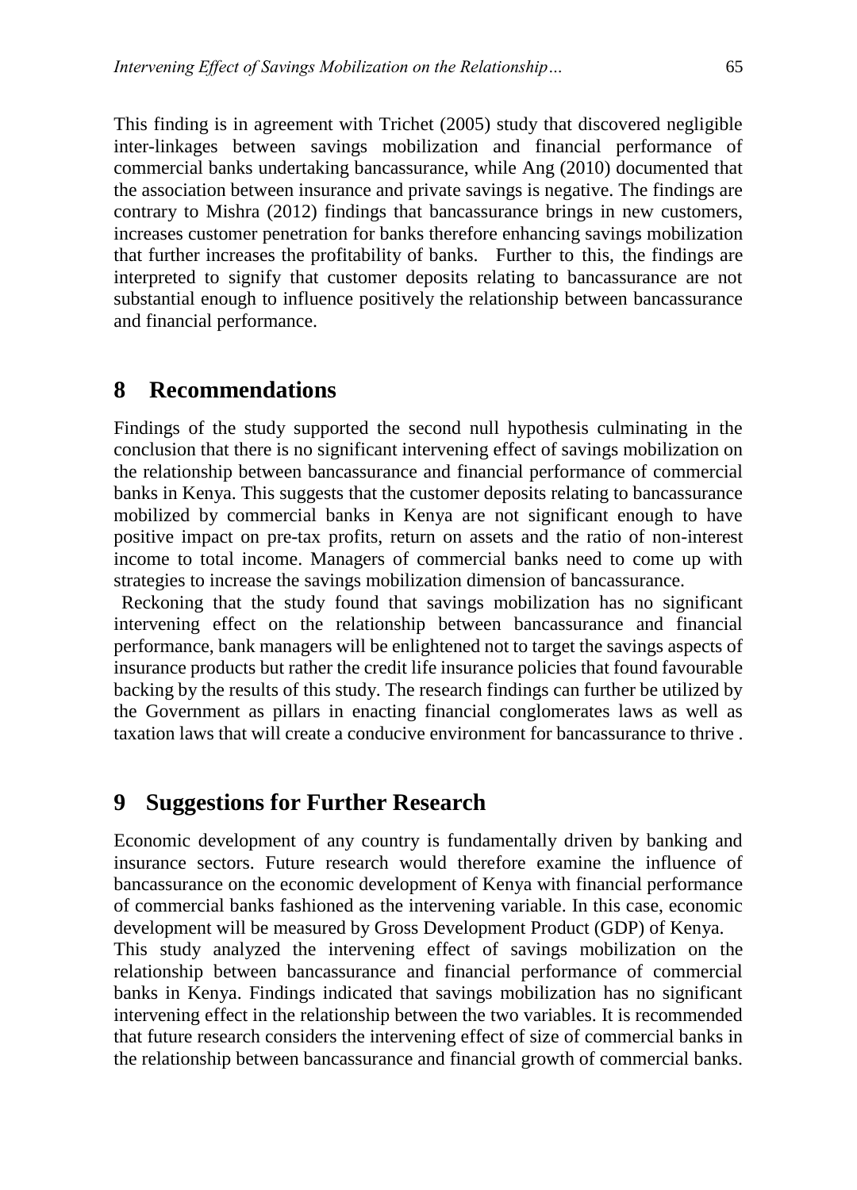This finding is in agreement with Trichet (2005) study that discovered negligible inter-linkages between savings mobilization and financial performance of commercial banks undertaking bancassurance, while Ang (2010) documented that the association between insurance and private savings is negative. The findings are contrary to Mishra (2012) findings that bancassurance brings in new customers, increases customer penetration for banks therefore enhancing savings mobilization that further increases the profitability of banks. Further to this, the findings are interpreted to signify that customer deposits relating to bancassurance are not substantial enough to influence positively the relationship between bancassurance and financial performance.

## 8 Recommendations

Findings of the study supported the second null hypothesis culminating in the conclusion that there is no significant intervening effect of savings mobilization on the relationship between bancassurance and financial performance of commercial banks in Kenya. This suggests that the customer deposits relating to bancassurance mobilized by commercial banks in Kenya are not significant enough to have positive impact on pre-tax profits, return on assets and the ratio of non-interest income to total income. Managers of commercial banks need to come up with strategies to increase the savings mobilization dimension of bancassurance.

Reckoning that the study found that savings mobilization has no significant intervening effect on the relationship between bancassurance and financial performance, bank managers will be enlightened not to target the savings aspects of insurance products but rather the credit life insurance policies that found favourable backing by the results of this study. The research findings can further be utilized by the Government as pillars in enacting financial conglomerates laws as well as taxation laws that will create a conducive environment for bancassurance to thrive .

## 9 Suggestions for Further Research

Economic development of any country is fundamentally driven by banking and insurance sectors. Future research would therefore examine the influence of bancassurance on the economic development of Kenya with financial performance of commercial banks fashioned as the intervening variable. In this case, economic development will be measured by Gross Development Product (GDP) of Kenya.

This study analyzed the intervening effect of savings mobilization on the relationship between bancassurance and financial performance of commercial banks in Kenya. Findings indicated that savings mobilization has no significant intervening effect in the relationship between the two variables. It is recommended that future research considers the intervening effect of size of commercial banks in the relationship between bancassurance and financial growth of commercial banks.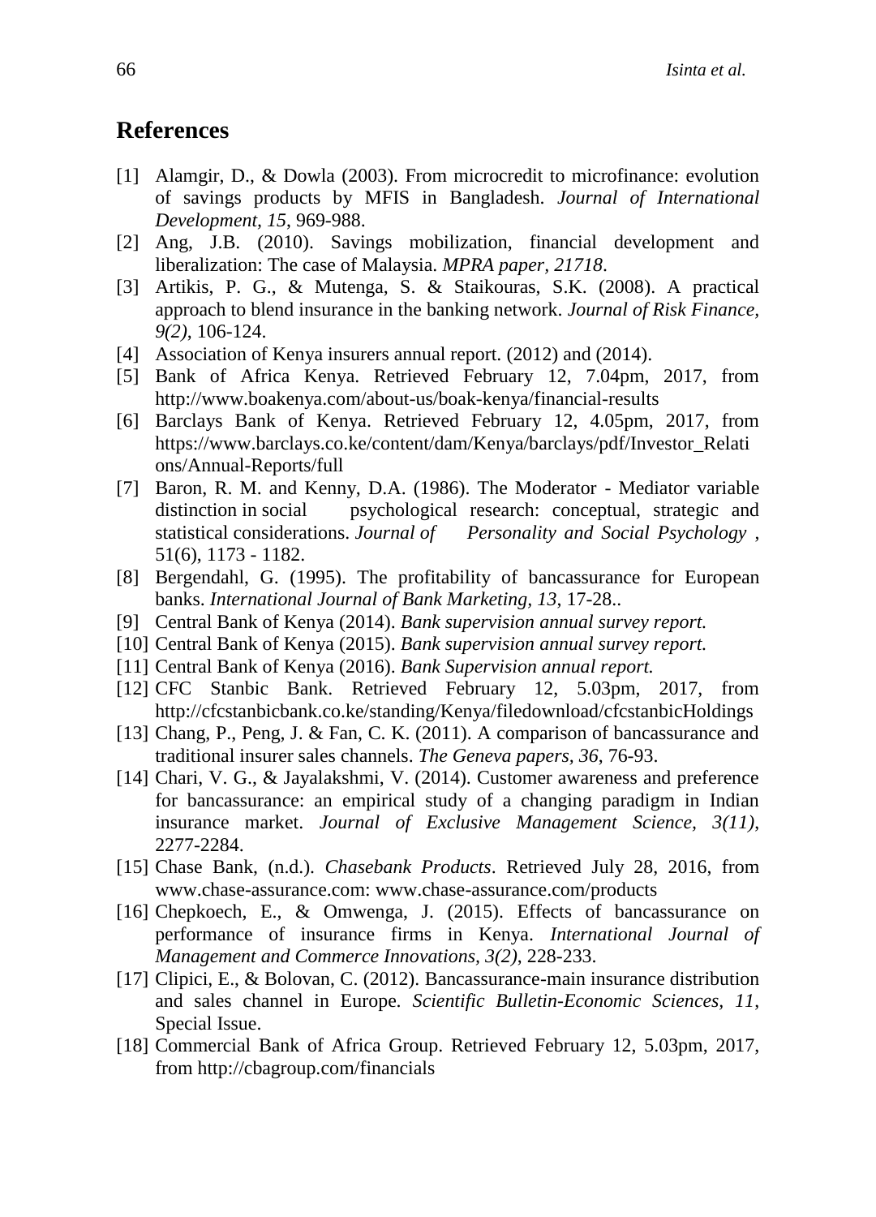## References

[1] Alamgir, D., & Dowla (2003). From microcredit to microfinance: evolution of savings products by MFIS in Bangladesh. *Journal of International Development, 15*, 969-988.

[2] Ang, J.B. (2010). Savings mobilization, financial development and liberalization: The case of Malaysia. *MPRA paper, 21718*.

[3] Artikis, P. G., & Mutenga, S. & Staikouras, S.K. (2008). A practical approach to blend insurance in the banking network. *Journal of Risk Finance, 9(2)*, 106-124.

[4] Association of Kenya insurers annual report. (2012) and (2014).

[5] Bank of Africa Kenya. Retrieved February 12, 7.04pm, 2017, from http://www.boakenya.com/about-us/boak-kenya/financial-results

[6] Barclays Bank of Kenya. Retrieved February 12, 4.05pm, 2017, from https://www.barclays.co.ke/content/dam/Kenya/barclays/pdf/Investor_Relations/Annual-Reports/full

[7] Baron, R. M. and Kenny, D.A. (1986). The Moderator - Mediator variable distinction in social psychological research: conceptual, strategic and statistical considerations. *Journal of Personality and Social Psychology* , 51(6), 1173 - 1182.

[8] Bergendahl, G. (1995). The profitability of bancassurance for European banks. *International Journal of Bank Marketing, 13*, 17-28..

[9] Central Bank of Kenya (2014). *Bank supervision annual survey report.*

[10] Central Bank of Kenya (2015). *Bank supervision annual survey report.*

[11] Central Bank of Kenya (2016). *Bank Supervision annual report.*

[12] CFC Stanbic Bank. Retrieved February 12, 5.03pm, 2017, from http://cfcstanbicbank.co.ke/standing/Kenya/filedownload/cfcstanbicHoldings

[13] Chang, P., Peng, J. & Fan, C. K. (2011). A comparison of bancassurance and traditional insurer sales channels. *The Geneva papers, 36*, 76-93.

[14] Chari, V. G., & Jayalakshmi, V. (2014). Customer awareness and preference for bancassurance: an empirical study of a changing paradigm in Indian insurance market. *Journal of Exclusive Management Science, 3(11)*, 2277-2284.

[15] Chase Bank, (n.d.). *Chasebank Products*. Retrieved July 28, 2016, from www.chase-assurance.com: www.chase-assurance.com/products

[16] Chepkoech, E., & Omwenga, J. (2015). Effects of bancassurance on performance of insurance firms in Kenya. *International Journal of Management and Commerce Innovations, 3(2)*, 228-233.

[17] Clipici, E., & Bolovan, C. (2012). Bancassurance-main insurance distribution and sales channel in Europe. *Scientific Bulletin-Economic Sciences, 11*, Special Issue.

[18] Commercial Bank of Africa Group. Retrieved February 12, 5.03pm, 2017, from http://cbagroup.com/financials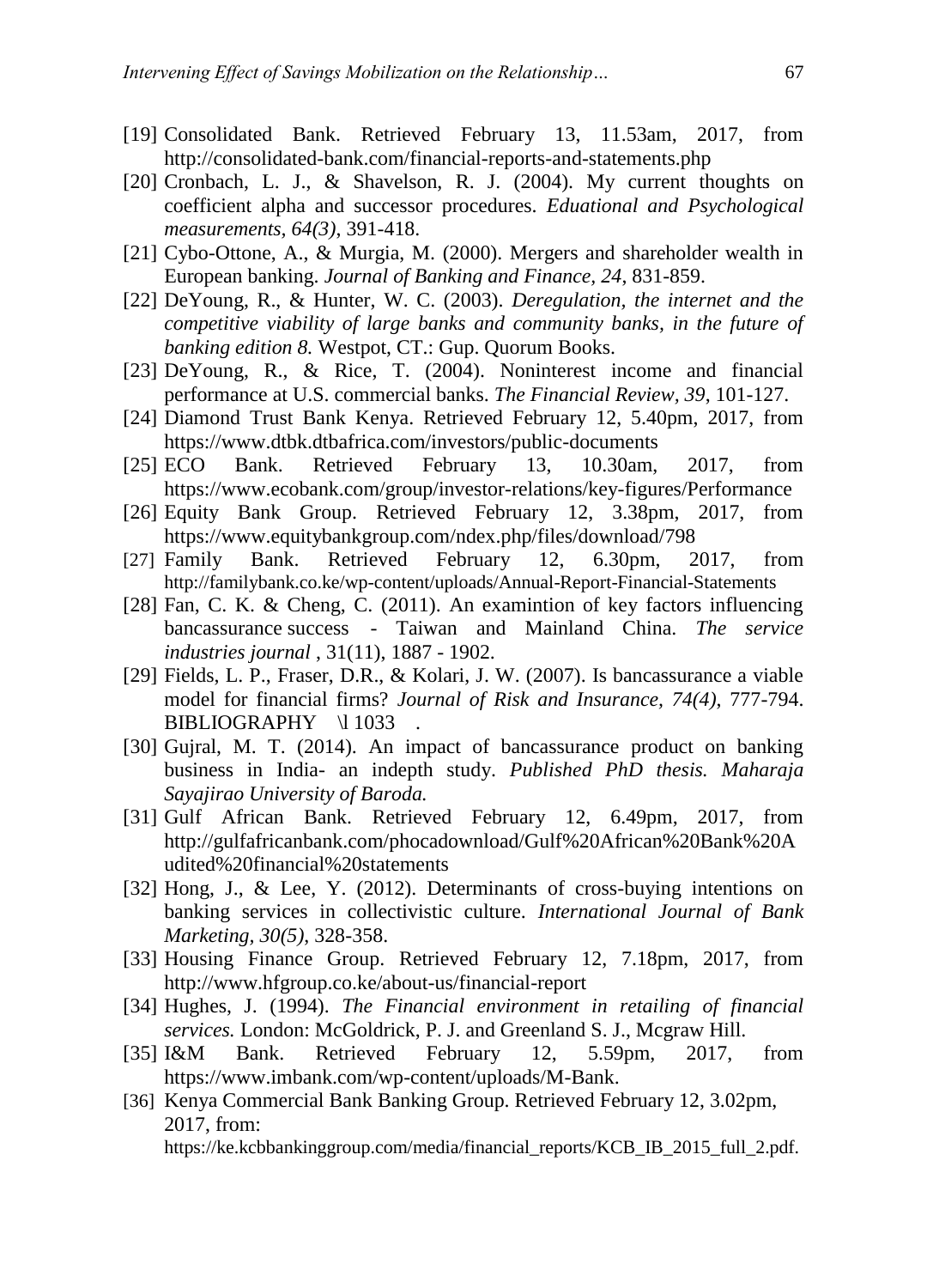[19] Consolidated Bank. Retrieved February 13, 11.53am, 2017, from http://consolidated-bank.com/financial-reports-and-statements.php

[20] Cronbach, L. J., & Shavelson, R. J. (2004). My current thoughts on coefficient alpha and successor procedures. *Eduational and Psychological measurements, 64(3)*, 391-418.

[21] Cybo-Ottone, A., & Murgia, M. (2000). Mergers and shareholder wealth in European banking. *Journal of Banking and Finance, 24*, 831-859.

[22] DeYoung, R., & Hunter, W. C. (2003). *Deregulation, the internet and the competitive viability of large banks and community banks, in the future of banking edition 8.* Westpot, CT.: Gup. Quorum Books.

[23] DeYoung, R., & Rice, T. (2004). Noninterest income and financial performance at U.S. commercial banks. *The Financial Review, 39*, 101-127.

[24] Diamond Trust Bank Kenya. Retrieved February 12, 5.40pm, 2017, from https://www.dtbk.dtbafrica.com/investors/public-documents

[25] ECO Bank. Retrieved February 13, 10.30am, 2017, from https://www.ecobank.com/group/investor-relations/key-figures/Performance

[26] Equity Bank Group. Retrieved February 12, 3.38pm, 2017, from https://www.equitybankgroup.com/ndex.php/files/download/798

[27] Family Bank. Retrieved February 12, 6.30pm, 2017, from http://familybank.co.ke/wp-content/uploads/Annual-Report-Financial-Statements

[28] Fan, C. K. & Cheng, C. (2011). An examintion of key factors influencing bancassurance success - Taiwan and Mainland China. *The service industries journal* , 31(11), 1887 - 1902.

[29] Fields, L. P., Fraser, D.R., & Kolari, J. W. (2007). Is bancassurance a viable model for financial firms? *Journal of Risk and Insurance, 74(4)*, 777-794. BIBLIOGRAPHY \l 1033 .

[30] Gujral, M. T. (2014). An impact of bancassurance product on banking business in India- an indepth study. *Published PhD thesis. Maharaja Sayajirao University of Baroda.*

[31] Gulf African Bank. Retrieved February 12, 6.49pm, 2017, from http://gulfafricanbank.com/phocadownload/Gulf%20African%20Bank%20Audited%20financial%20statements

[32] Hong, J., & Lee, Y. (2012). Determinants of cross-buying intentions on banking services in collectivistic culture. *International Journal of Bank Marketing, 30(5)*, 328-358.

[33] Housing Finance Group. Retrieved February 12, 7.18pm, 2017, from http://www.hfgroup.co.ke/about-us/financial-report

[34] Hughes, J. (1994). *The Financial environment in retailing of financial services.* London: McGoldrick, P. J. and Greenland S. J., Mcgraw Hill.

[35] I&M Bank. Retrieved February 12, 5.59pm, 2017, from https://www.imbank.com/wp-content/uploads/M-Bank.

[36] Kenya Commercial Bank Banking Group. Retrieved February 12, 3.02pm, 2017, from: https://ke.kcbbankinggroup.com/media/financial_reports/KCB_IB_2015_full_2.pdf.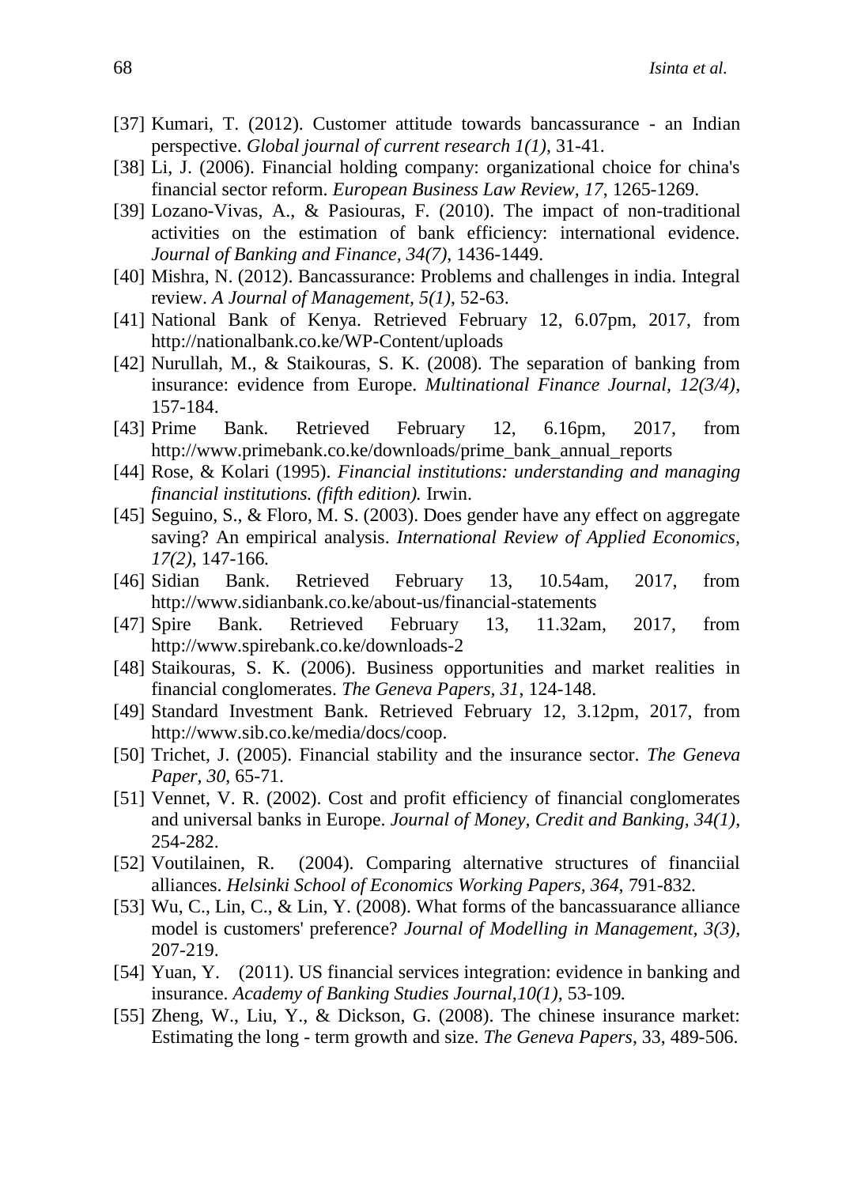[37] Kumari, T. (2012). Customer attitude towards bancassurance - an Indian perspective. *Global journal of current research 1(1)*, 31-41.

[38] Li, J. (2006). Financial holding company: organizational choice for china's financial sector reform. *European Business Law Review, 17*, 1265-1269.

[39] Lozano-Vivas, A., & Pasiouras, F. (2010). The impact of non-traditional activities on the estimation of bank efficiency: international evidence. *Journal of Banking and Finance, 34(7)*, 1436-1449.

[40] Mishra, N. (2012). Bancassurance: Problems and challenges in india. Integral review. *A Journal of Management, 5(1)*, 52-63.

[41] National Bank of Kenya. Retrieved February 12, 6.07pm, 2017, from http://nationalbank.co.ke/WP-Content/uploads

[42] Nurullah, M., & Staikouras, S. K. (2008). The separation of banking from insurance: evidence from Europe. *Multinational Finance Journal, 12(3/4)*, 157-184.

[43] Prime Bank. Retrieved February 12, 6.16pm, 2017, from http://www.primebank.co.ke/downloads/prime_bank_annual_reports

[44] Rose, & Kolari (1995). *Financial institutions: understanding and managing financial institutions. (fifth edition).* Irwin.

[45] Seguino, S., & Floro, M. S. (2003). Does gender have any effect on aggregate saving? An empirical analysis. *International Review of Applied Economics, 17(2),* 147-166*.*

[46] Sidian Bank. Retrieved February 13, 10.54am, 2017, from http://www.sidianbank.co.ke/about-us/financial-statements

[47] Spire Bank. Retrieved February 13, 11.32am, 2017, from http://www.spirebank.co.ke/downloads-2

[48] Staikouras, S. K. (2006). Business opportunities and market realities in financial conglomerates. *The Geneva Papers, 31*, 124-148.

[49] Standard Investment Bank. Retrieved February 12, 3.12pm, 2017, from http://www.sib.co.ke/media/docs/coop.

[50] Trichet, J. (2005). Financial stability and the insurance sector. *The Geneva Paper, 30*, 65-71.

[51] Vennet, V. R. (2002). Cost and profit efficiency of financial conglomerates and universal banks in Europe. *Journal of Money, Credit and Banking, 34(1)*, 254-282.

[52] Voutilainen, R. (2004). Comparing alternative structures of financiial alliances. *Helsinki School of Economics Working Papers, 364,* 791-832*.*

[53] Wu, C., Lin, C., & Lin, Y. (2008). What forms of the bancassuarance alliance model is customers' preference? *Journal of Modelling in Management, 3(3)*, 207-219.

[54] Yuan, Y. (2011). US financial services integration: evidence in banking and insurance. *Academy of Banking Studies Journal,10(1),* 53-109*.*

[55] Zheng, W., Liu, Y., & Dickson, G. (2008). The chinese insurance market: Estimating the long - term growth and size. *The Geneva Papers*, 33, 489-506.